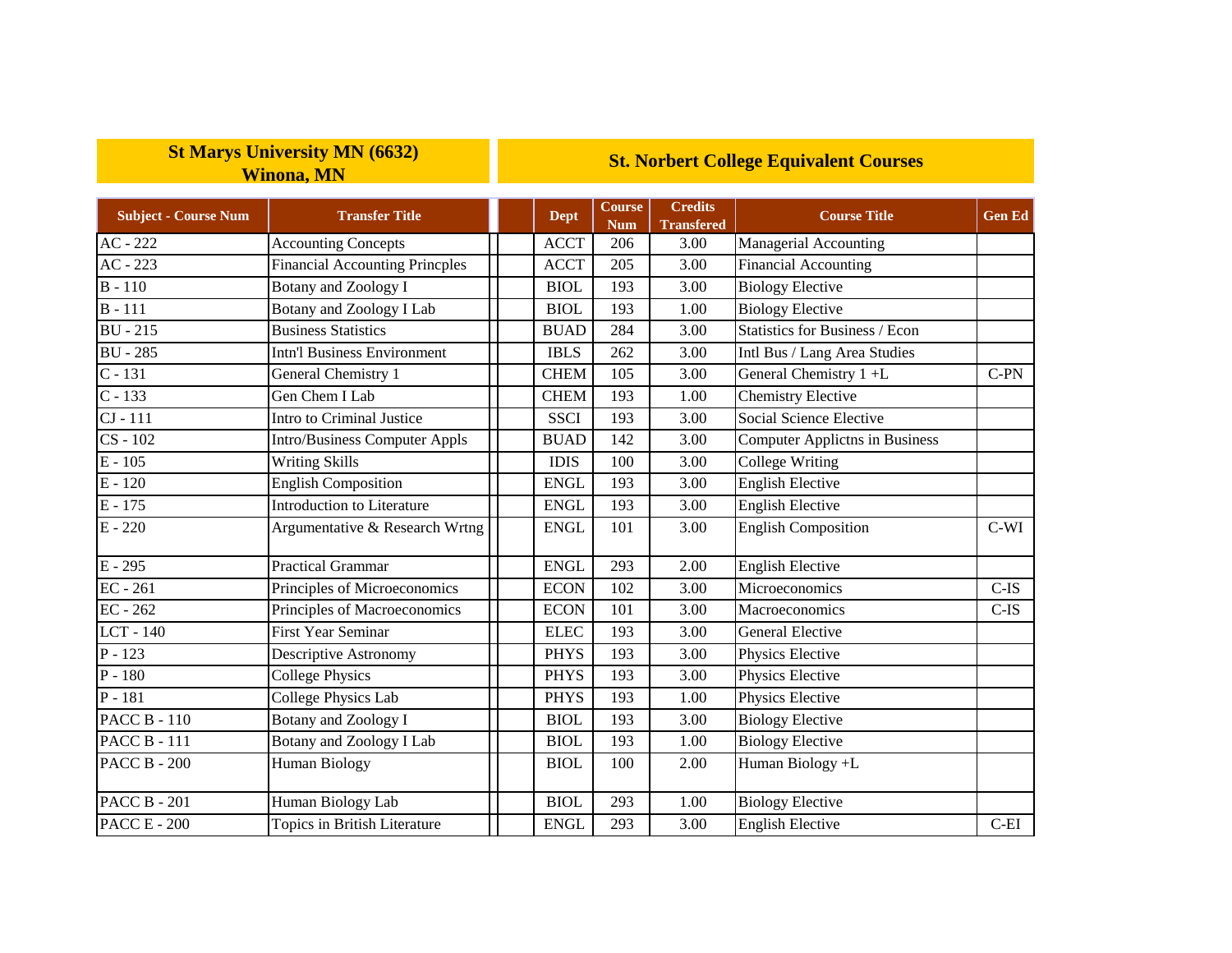| St Marys University MN (6632) Winona, MN | | | St. Norbert College Equivalent Courses | | | | |
|---|---|---|---|---|---|---|---|
| **Subject - Course Num** | **Transfer Title** | | **Dept** | **Course Num** | **Credits Transfered** | **Course Title** | **Gen Ed** |
| AC - 222 | Accounting Concepts | | ACCT | 206 | 3.00 | Managerial Accounting | |
| AC - 223 | Financial Accounting Princples | | ACCT | 205 | 3.00 | Financial Accounting | |
| B - 110 | Botany and Zoology I | | BIOL | 193 | 3.00 | Biology Elective | |
| B - 111 | Botany and Zoology I Lab | | BIOL | 193 | 1.00 | Biology Elective | |
| BU - 215 | Business Statistics | | BUAD | 284 | 3.00 | Statistics for Business / Econ | |
| BU - 285 | Intn'l Business Environment | | IBLS | 262 | 3.00 | Intl Bus / Lang Area Studies | |
| C - 131 | General Chemistry 1 | | CHEM | 105 | 3.00 | General Chemistry 1 +L | C-PN |
| C - 133 | Gen Chem I Lab | | CHEM | 193 | 1.00 | Chemistry Elective | |
| CJ - 111 | Intro to Criminal Justice | | SSCI | 193 | 3.00 | Social Science Elective | |
| CS - 102 | Intro/Business Computer Appls | | BUAD | 142 | 3.00 | Computer Applictns in Business | |
| E - 105 | Writing Skills | | IDIS | 100 | 3.00 | College Writing | |
| E - 120 | English Composition | | ENGL | 193 | 3.00 | English Elective | |
| E - 175 | Introduction to Literature | | ENGL | 193 | 3.00 | English Elective | |
| E - 220 | Argumentative & Research Wrtng | | ENGL | 101 | 3.00 | English Composition | C-WI |
| E - 295 | Practical Grammar | | ENGL | 293 | 2.00 | English Elective | |
| EC - 261 | Principles of Microeconomics | | ECON | 102 | 3.00 | Microeconomics | C-IS |
| EC - 262 | Principles of Macroeconomics | | ECON | 101 | 3.00 | Macroeconomics | C-IS |
| LCT - 140 | First Year Seminar | | ELEC | 193 | 3.00 | General Elective | |
| P - 123 | Descriptive Astronomy | | PHYS | 193 | 3.00 | Physics Elective | |
| P - 180 | College Physics | | PHYS | 193 | 3.00 | Physics Elective | |
| P - 181 | College Physics Lab | | PHYS | 193 | 1.00 | Physics Elective | |
| PACC B - 110 | Botany and Zoology I | | BIOL | 193 | 3.00 | Biology Elective | |
| PACC B - 111 | Botany and Zoology I Lab | | BIOL | 193 | 1.00 | Biology Elective | |
| PACC B - 200 | Human Biology | | BIOL | 100 | 2.00 | Human Biology +L | |
| PACC B - 201 | Human Biology Lab | | BIOL | 293 | 1.00 | Biology Elective | |
| PACC E - 200 | Topics in British Literature | | ENGL | 293 | 3.00 | English Elective | C-EI |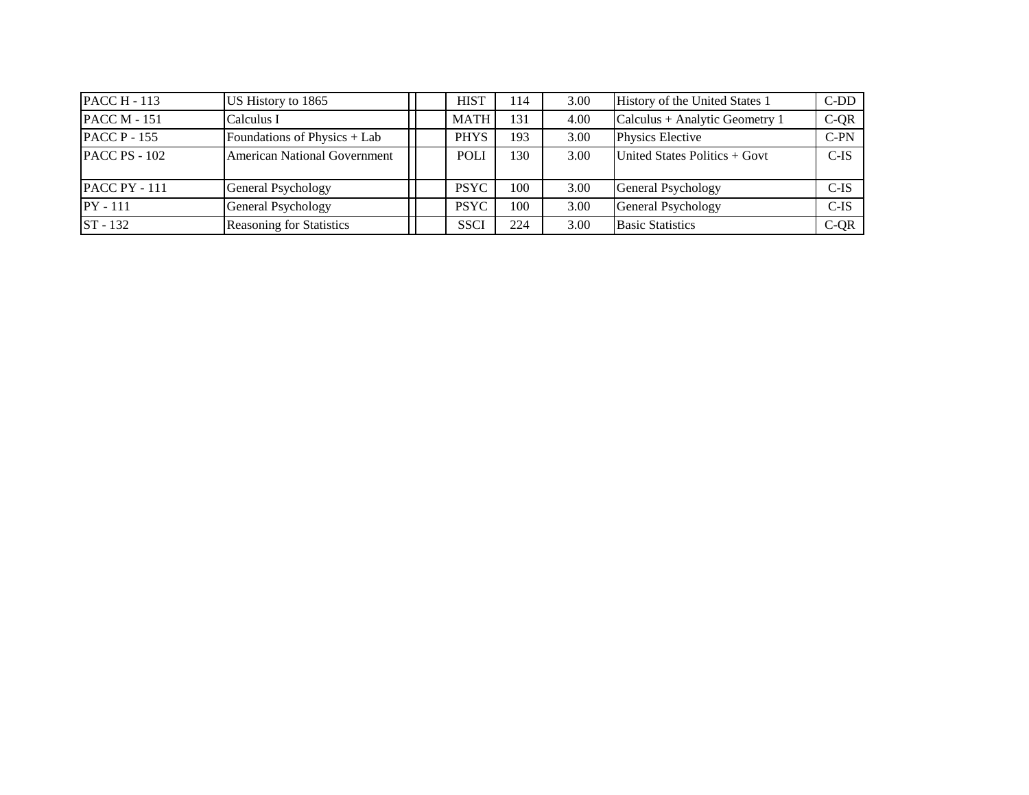| | | | | | | | | |
|---|---|---|---|---|---|---|---|---|
| PACC H - 113 | US History to 1865 | | | HIST | 114 | 3.00 | History of the United States 1 | C-DD |
| PACC M - 151 | Calculus I | | | MATH | 131 | 4.00 | Calculus + Analytic Geometry 1 | C-QR |
| PACC P - 155 | Foundations of Physics + Lab | | | PHYS | 193 | 3.00 | Physics Elective | C-PN |
| PACC PS - 102 | American National Government | | | POLI | 130 | 3.00 | United States Politics + Govt | C-IS |
| PACC PY - 111 | General Psychology | | | PSYC | 100 | 3.00 | General Psychology | C-IS |
| PY - 111 | General Psychology | | | PSYC | 100 | 3.00 | General Psychology | C-IS |
| ST - 132 | Reasoning for Statistics | | | SSCI | 224 | 3.00 | Basic Statistics | C-QR |